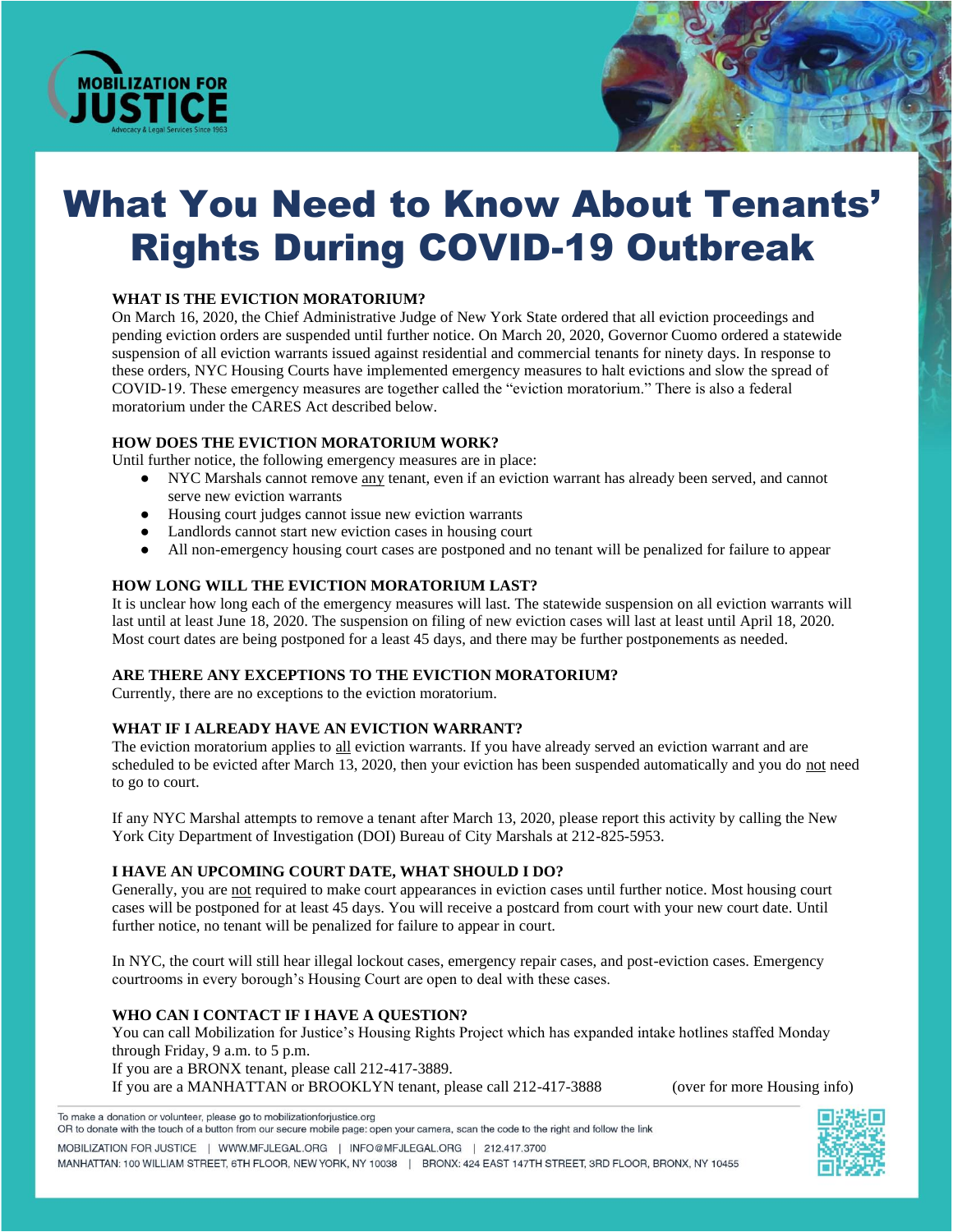MOBILIZATION FOR JUSTICE
Advocacy & Legal Services Since 1963

# What You Need to Know About Tenants' Rights During COVID-19 Outbreak

### WHAT IS THE EVICTION MORATORIUM?

On March 16, 2020, the Chief Administrative Judge of New York State ordered that all eviction proceedings and pending eviction orders are suspended until further notice. On March 20, 2020, Governor Cuomo ordered a statewide suspension of all eviction warrants issued against residential and commercial tenants for ninety days. In response to these orders, NYC Housing Courts have implemented emergency measures to halt evictions and slow the spread of COVID-19. These emergency measures are together called the "eviction moratorium." There is also a federal moratorium under the CARES Act described below.

### HOW DOES THE EVICTION MORATORIUM WORK?

Until further notice, the following emergency measures are in place:

- NYC Marshals cannot remove <u>any</u> tenant, even if an eviction warrant has already been served, and cannot serve new eviction warrants
- Housing court judges cannot issue new eviction warrants
- Landlords cannot start new eviction cases in housing court
- All non-emergency housing court cases are postponed and no tenant will be penalized for failure to appear

### HOW LONG WILL THE EVICTION MORATORIUM LAST?

It is unclear how long each of the emergency measures will last. The statewide suspension on all eviction warrants will last until at least June 18, 2020. The suspension on filing of new eviction cases will last at least until April 18, 2020. Most court dates are being postponed for a least 45 days, and there may be further postponements as needed.

### ARE THERE ANY EXCEPTIONS TO THE EVICTION MORATORIUM?

Currently, there are no exceptions to the eviction moratorium.

### WHAT IF I ALREADY HAVE AN EVICTION WARRANT?

The eviction moratorium applies to <u>all</u> eviction warrants. If you have already served an eviction warrant and are scheduled to be evicted after March 13, 2020, then your eviction has been suspended automatically and you do <u>not</u> need to go to court.

If any NYC Marshal attempts to remove a tenant after March 13, 2020, please report this activity by calling the New York City Department of Investigation (DOI) Bureau of City Marshals at 212-825-5953.

### I HAVE AN UPCOMING COURT DATE, WHAT SHOULD I DO?

Generally, you are <u>not</u> required to make court appearances in eviction cases until further notice. Most housing court cases will be postponed for at least 45 days. You will receive a postcard from court with your new court date. Until further notice, no tenant will be penalized for failure to appear in court.

In NYC, the court will still hear illegal lockout cases, emergency repair cases, and post-eviction cases. Emergency courtrooms in every borough's Housing Court are open to deal with these cases.

### WHO CAN I CONTACT IF I HAVE A QUESTION?

You can call Mobilization for Justice's Housing Rights Project which has expanded intake hotlines staffed Monday through Friday, 9 a.m. to 5 p.m.
If you are a BRONX tenant, please call 212-417-3889.
If you are a MANHATTAN or BROOKLYN tenant, please call 212-417-3888

(over for more Housing info)

To make a donation or volunteer, please go to mobilizationforjustice.org
OR to donate with the touch of a button from our secure mobile page: open your camera, scan the code to the right and follow the link

MOBILIZATION FOR JUSTICE | WWW.MFJLEGAL.ORG | INFO@MFJLEGAL.ORG | 212.417.3700
MANHATTAN: 100 WILLIAM STREET, 6TH FLOOR, NEW YORK, NY 10038 | BRONX: 424 EAST 147TH STREET, 3RD FLOOR, BRONX, NY 10455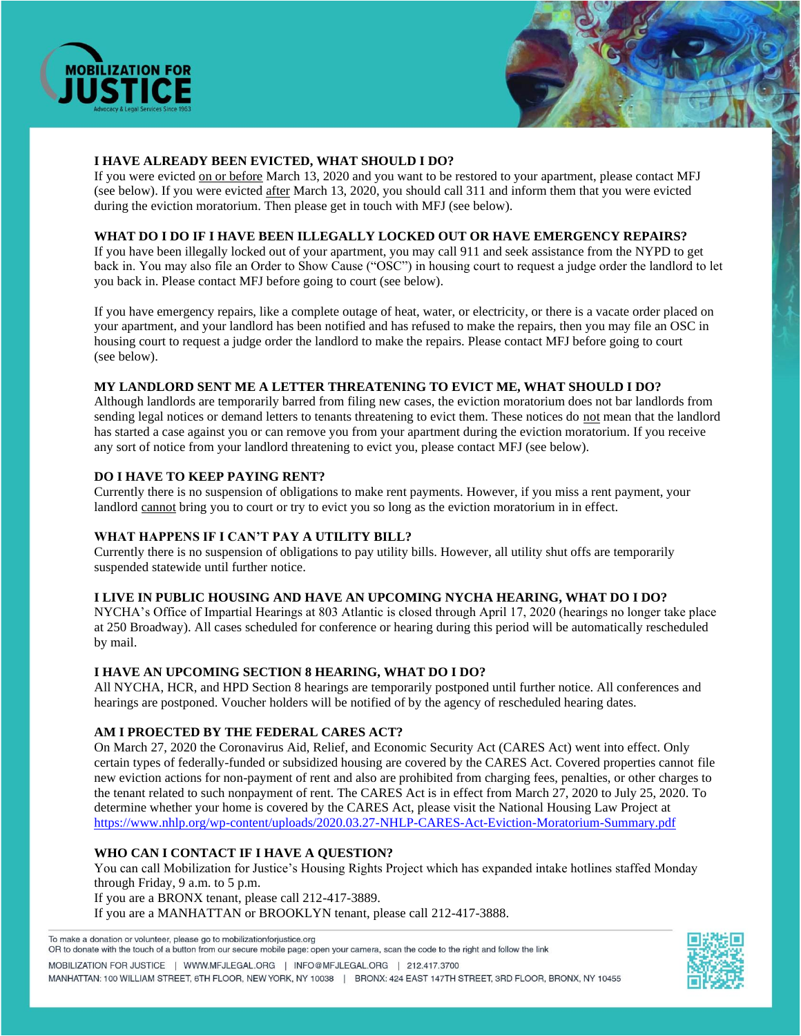## I HAVE ALREADY BEEN EVICTED, WHAT SHOULD I DO?

If you were evicted on or before March 13, 2020 and you want to be restored to your apartment, please contact MFJ (see below). If you were evicted after March 13, 2020, you should call 311 and inform them that you were evicted during the eviction moratorium. Then please get in touch with MFJ (see below).

## WHAT DO I DO IF I HAVE BEEN ILLEGALLY LOCKED OUT OR HAVE EMERGENCY REPAIRS?

If you have been illegally locked out of your apartment, you may call 911 and seek assistance from the NYPD to get back in. You may also file an Order to Show Cause ("OSC") in housing court to request a judge order the landlord to let you back in. Please contact MFJ before going to court (see below).

If you have emergency repairs, like a complete outage of heat, water, or electricity, or there is a vacate order placed on your apartment, and your landlord has been notified and has refused to make the repairs, then you may file an OSC in housing court to request a judge order the landlord to make the repairs. Please contact MFJ before going to court (see below).

## MY LANDLORD SENT ME A LETTER THREATENING TO EVICT ME, WHAT SHOULD I DO?

Although landlords are temporarily barred from filing new cases, the eviction moratorium does not bar landlords from sending legal notices or demand letters to tenants threatening to evict them. These notices do not mean that the landlord has started a case against you or can remove you from your apartment during the eviction moratorium. If you receive any sort of notice from your landlord threatening to evict you, please contact MFJ (see below).

## DO I HAVE TO KEEP PAYING RENT?

Currently there is no suspension of obligations to make rent payments. However, if you miss a rent payment, your landlord cannot bring you to court or try to evict you so long as the eviction moratorium in in effect.

## WHAT HAPPENS IF I CAN'T PAY A UTILITY BILL?

Currently there is no suspension of obligations to pay utility bills. However, all utility shut offs are temporarily suspended statewide until further notice.

## I LIVE IN PUBLIC HOUSING AND HAVE AN UPCOMING NYCHA HEARING, WHAT DO I DO?

NYCHA's Office of Impartial Hearings at 803 Atlantic is closed through April 17, 2020 (hearings no longer take place at 250 Broadway). All cases scheduled for conference or hearing during this period will be automatically rescheduled by mail.

## I HAVE AN UPCOMING SECTION 8 HEARING, WHAT DO I DO?

All NYCHA, HCR, and HPD Section 8 hearings are temporarily postponed until further notice. All conferences and hearings are postponed. Voucher holders will be notified of by the agency of rescheduled hearing dates.

## AM I PROECTED BY THE FEDERAL CARES ACT?

On March 27, 2020 the Coronavirus Aid, Relief, and Economic Security Act (CARES Act) went into effect. Only certain types of federally-funded or subsidized housing are covered by the CARES Act. Covered properties cannot file new eviction actions for non-payment of rent and also are prohibited from charging fees, penalties, or other charges to the tenant related to such nonpayment of rent. The CARES Act is in effect from March 27, 2020 to July 25, 2020. To determine whether your home is covered by the CARES Act, please visit the National Housing Law Project at https://www.nhlp.org/wp-content/uploads/2020.03.27-NHLP-CARES-Act-Eviction-Moratorium-Summary.pdf

## WHO CAN I CONTACT IF I HAVE A QUESTION?

You can call Mobilization for Justice's Housing Rights Project which has expanded intake hotlines staffed Monday through Friday, 9 a.m. to 5 p.m.
If you are a BRONX tenant, please call 212-417-3889.
If you are a MANHATTAN or BROOKLYN tenant, please call 212-417-3888.

To make a donation or volunteer, please go to mobilizationforjustice.org
OR to donate with the touch of a button from our secure mobile page: open your camera, scan the code to the right and follow the link

MOBILIZATION FOR JUSTICE | WWW.MFJLEGAL.ORG | INFO@MFJLEGAL.ORG | 212.417.3700
MANHATTAN: 100 WILLIAM STREET, 6TH FLOOR, NEW YORK, NY 10038 | BRONX: 424 EAST 147TH STREET, 3RD FLOOR, BRONX, NY 10455